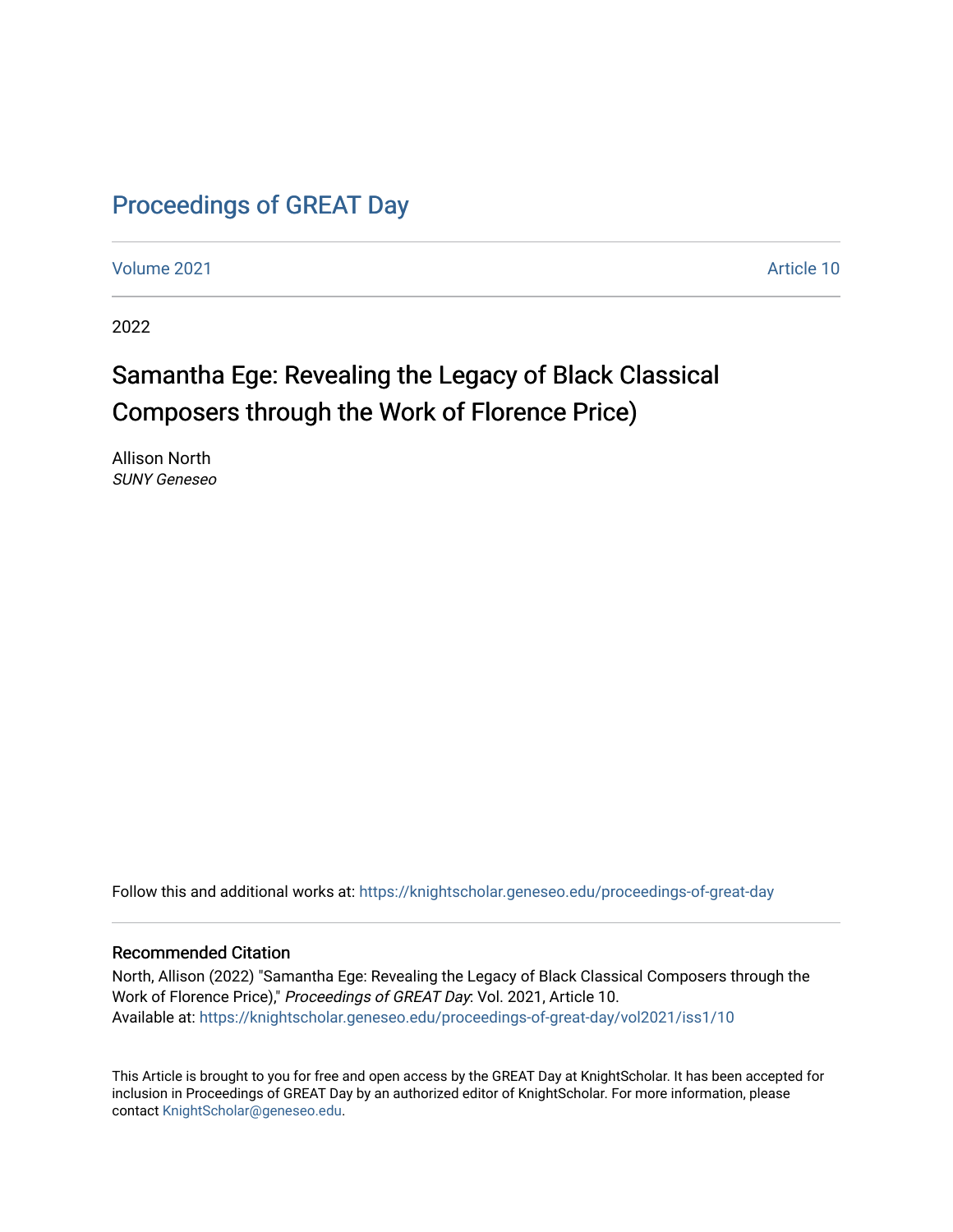# Proceedings of GREAT Day

Volume 2021 Article 10

2022

## Samantha Ege: Revealing the Legacy of Black Classical Composers through the Work of Florence Price)

Allison North
*SUNY Geneseo*

Follow this and additional works at: https://knightscholar.geneseo.edu/proceedings-of-great-day

### Recommended Citation

North, Allison (2022) "Samantha Ege: Revealing the Legacy of Black Classical Composers through the Work of Florence Price)," *Proceedings of GREAT Day*: Vol. 2021, Article 10.
Available at: https://knightscholar.geneseo.edu/proceedings-of-great-day/vol2021/iss1/10

This Article is brought to you for free and open access by the GREAT Day at KnightScholar. It has been accepted for inclusion in Proceedings of GREAT Day by an authorized editor of KnightScholar. For more information, please contact KnightScholar@geneseo.edu.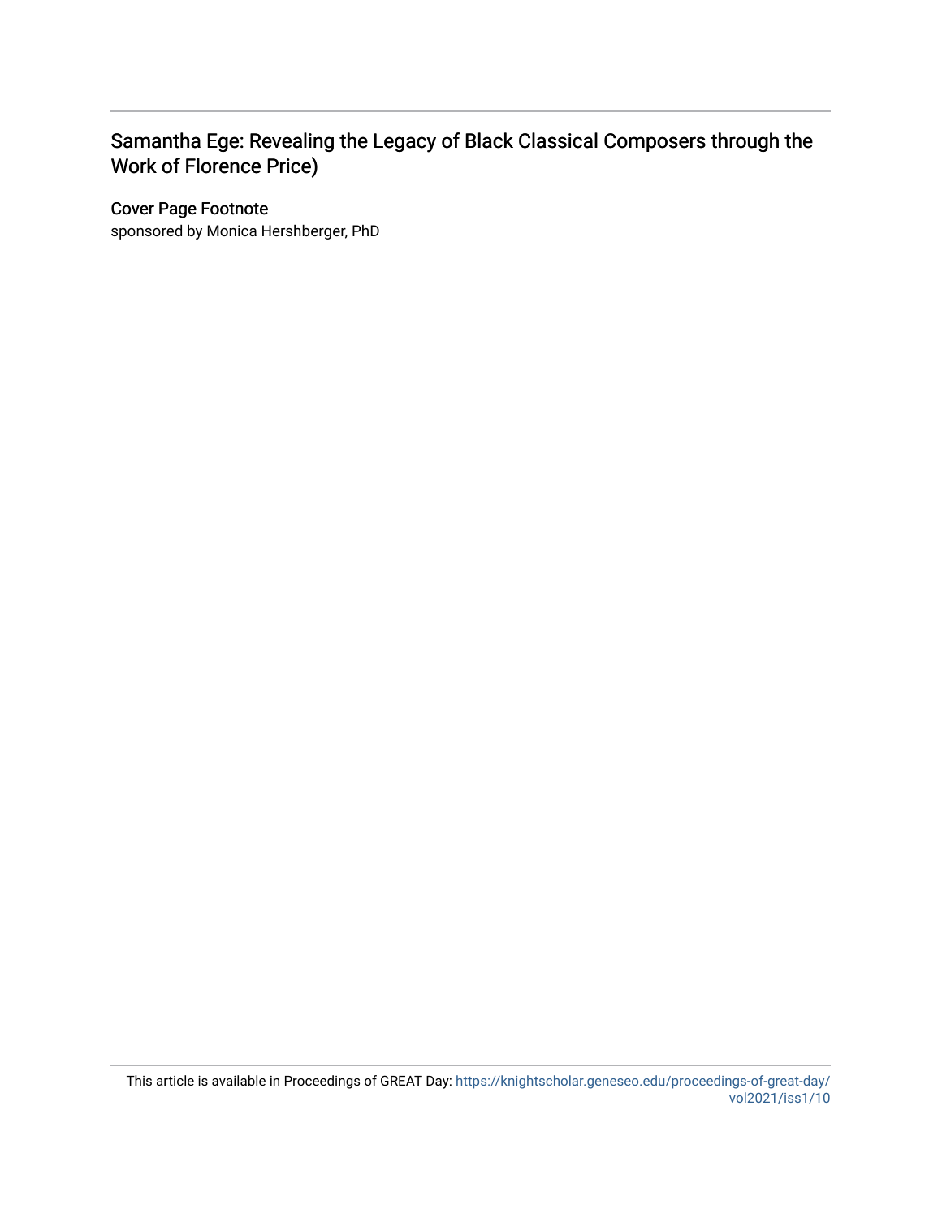## Samantha Ege: Revealing the Legacy of Black Classical Composers through the Work of Florence Price)

### Cover Page Footnote

sponsored by Monica Hershberger, PhD

This article is available in Proceedings of GREAT Day: https://knightscholar.geneseo.edu/proceedings-of-great-day/vol2021/iss1/10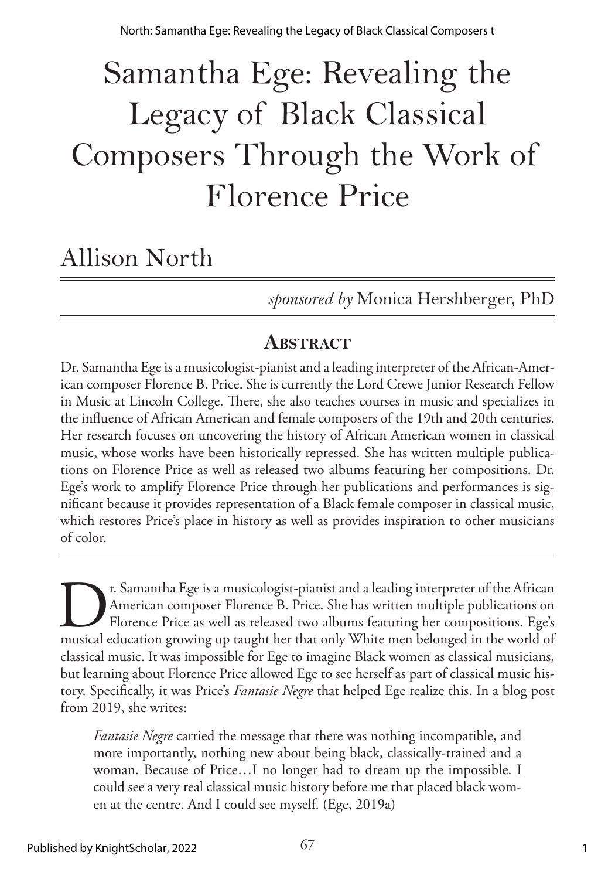# Samantha Ege: Revealing the Legacy of Black Classical Composers Through the Work of Florence Price

## Allison North

*sponsored by* Monica Hershberger, PhD

### Abstract

Dr. Samantha Ege is a musicologist-pianist and a leading interpreter of the African-American composer Florence B. Price. She is currently the Lord Crewe Junior Research Fellow in Music at Lincoln College. There, she also teaches courses in music and specializes in the influence of African American and female composers of the 19th and 20th centuries. Her research focuses on uncovering the history of African American women in classical music, whose works have been historically repressed. She has written multiple publications on Florence Price as well as released two albums featuring her compositions. Dr. Ege's work to amplify Florence Price through her publications and performances is significant because it provides representation of a Black female composer in classical music, which restores Price's place in history as well as provides inspiration to other musicians of color.

Dr. Samantha Ege is a musicologist-pianist and a leading interpreter of the African American composer Florence B. Price. She has written multiple publications on Florence Price as well as released two albums featuring her compositions. Ege's musical education growing up taught her that only White men belonged in the world of classical music. It was impossible for Ege to imagine Black women as classical musicians, but learning about Florence Price allowed Ege to see herself as part of classical music history. Specifically, it was Price's *Fantasie Negre* that helped Ege realize this. In a blog post from 2019, she writes:

> *Fantasie Negre* carried the message that there was nothing incompatible, and more importantly, nothing new about being black, classically-trained and a woman. Because of Price…I no longer had to dream up the impossible. I could see a very real classical music history before me that placed black women at the centre. And I could see myself. (Ege, 2019a)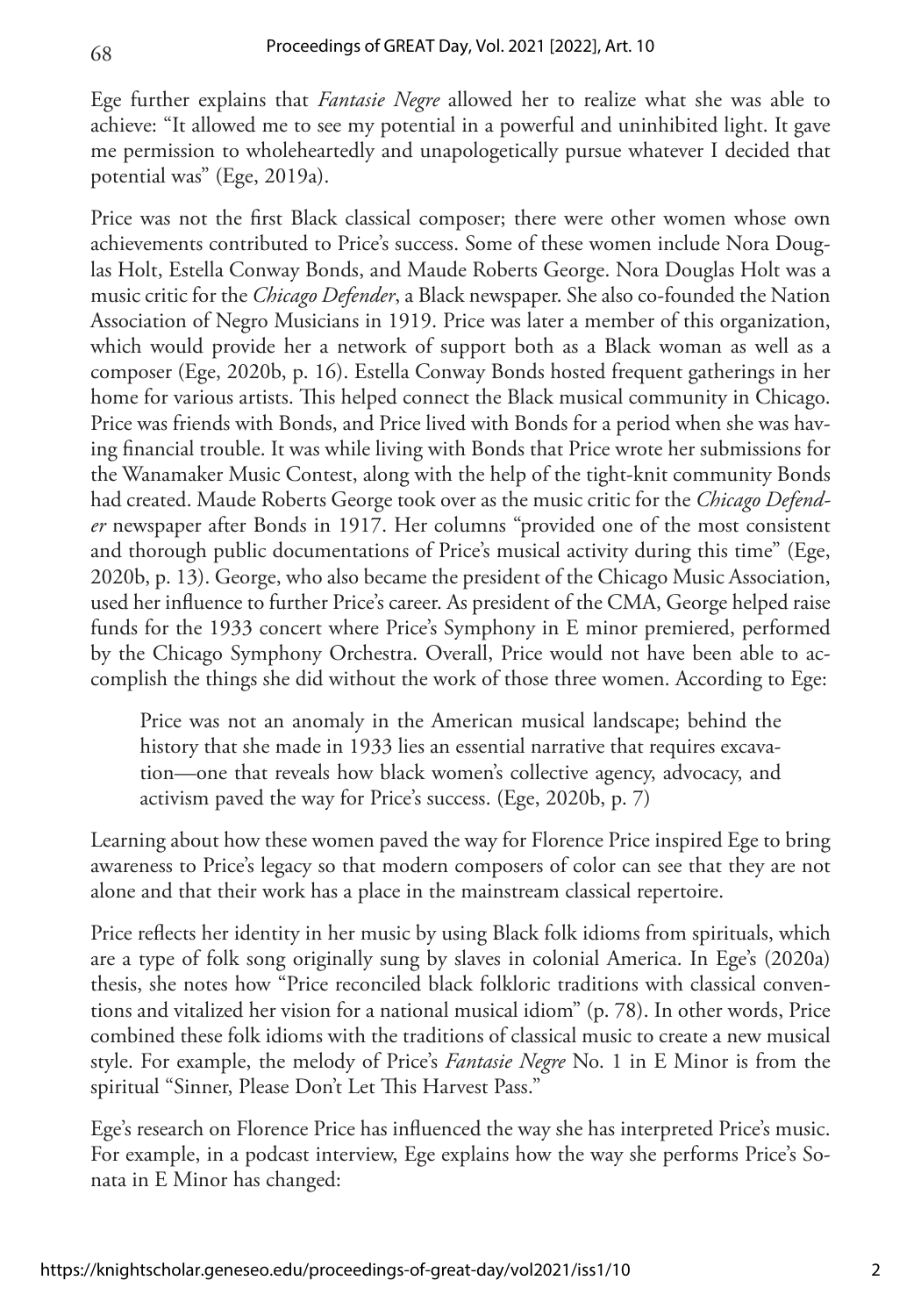Ege further explains that *Fantasie Negre* allowed her to realize what she was able to achieve: "It allowed me to see my potential in a powerful and uninhibited light. It gave me permission to wholeheartedly and unapologetically pursue whatever I decided that potential was" (Ege, 2019a).

Price was not the first Black classical composer; there were other women whose own achievements contributed to Price's success. Some of these women include Nora Douglas Holt, Estella Conway Bonds, and Maude Roberts George. Nora Douglas Holt was a music critic for the *Chicago Defender*, a Black newspaper. She also co-founded the Nation Association of Negro Musicians in 1919. Price was later a member of this organization, which would provide her a network of support both as a Black woman as well as a composer (Ege, 2020b, p. 16). Estella Conway Bonds hosted frequent gatherings in her home for various artists. This helped connect the Black musical community in Chicago. Price was friends with Bonds, and Price lived with Bonds for a period when she was having financial trouble. It was while living with Bonds that Price wrote her submissions for the Wanamaker Music Contest, along with the help of the tight-knit community Bonds had created. Maude Roberts George took over as the music critic for the *Chicago Defender* newspaper after Bonds in 1917. Her columns "provided one of the most consistent and thorough public documentations of Price's musical activity during this time" (Ege, 2020b, p. 13). George, who also became the president of the Chicago Music Association, used her influence to further Price's career. As president of the CMA, George helped raise funds for the 1933 concert where Price's Symphony in E minor premiered, performed by the Chicago Symphony Orchestra. Overall, Price would not have been able to accomplish the things she did without the work of those three women. According to Ege:

> Price was not an anomaly in the American musical landscape; behind the history that she made in 1933 lies an essential narrative that requires excavation—one that reveals how black women's collective agency, advocacy, and activism paved the way for Price's success. (Ege, 2020b, p. 7)

Learning about how these women paved the way for Florence Price inspired Ege to bring awareness to Price's legacy so that modern composers of color can see that they are not alone and that their work has a place in the mainstream classical repertoire.

Price reflects her identity in her music by using Black folk idioms from spirituals, which are a type of folk song originally sung by slaves in colonial America. In Ege's (2020a) thesis, she notes how "Price reconciled black folkloric traditions with classical conventions and vitalized her vision for a national musical idiom" (p. 78). In other words, Price combined these folk idioms with the traditions of classical music to create a new musical style. For example, the melody of Price's *Fantasie Negre* No. 1 in E Minor is from the spiritual "Sinner, Please Don't Let This Harvest Pass."

Ege's research on Florence Price has influenced the way she has interpreted Price's music. For example, in a podcast interview, Ege explains how the way she performs Price's Sonata in E Minor has changed: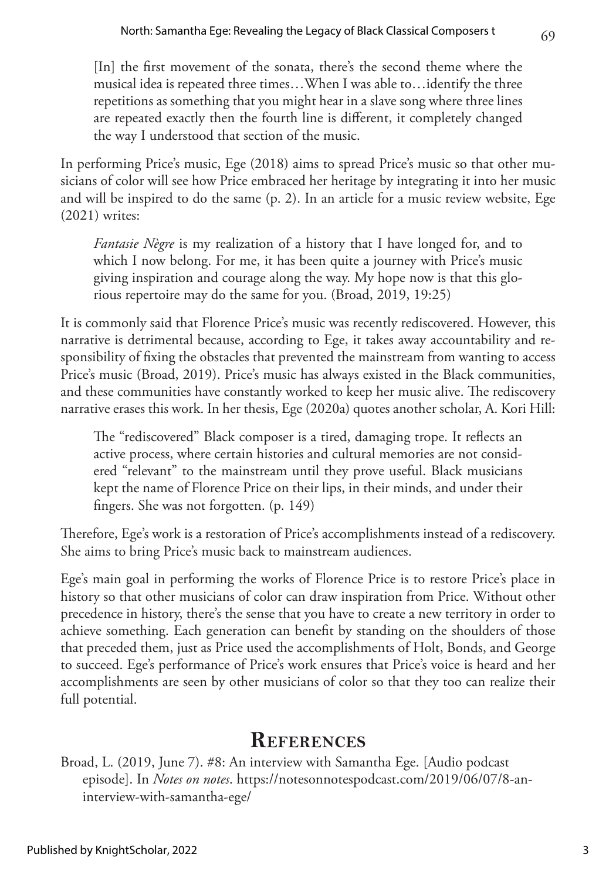> [In] the first movement of the sonata, there's the second theme where the musical idea is repeated three times…When I was able to…identify the three repetitions as something that you might hear in a slave song where three lines are repeated exactly then the fourth line is different, it completely changed the way I understood that section of the music.

In performing Price's music, Ege (2018) aims to spread Price's music so that other musicians of color will see how Price embraced her heritage by integrating it into her music and will be inspired to do the same (p. 2). In an article for a music review website, Ege (2021) writes:

> *Fantasie Nègre* is my realization of a history that I have longed for, and to which I now belong. For me, it has been quite a journey with Price's music giving inspiration and courage along the way. My hope now is that this glorious repertoire may do the same for you. (Broad, 2019, 19:25)

It is commonly said that Florence Price's music was recently rediscovered. However, this narrative is detrimental because, according to Ege, it takes away accountability and responsibility of fixing the obstacles that prevented the mainstream from wanting to access Price's music (Broad, 2019). Price's music has always existed in the Black communities, and these communities have constantly worked to keep her music alive. The rediscovery narrative erases this work. In her thesis, Ege (2020a) quotes another scholar, A. Kori Hill:

> The "rediscovered" Black composer is a tired, damaging trope. It reflects an active process, where certain histories and cultural memories are not considered "relevant" to the mainstream until they prove useful. Black musicians kept the name of Florence Price on their lips, in their minds, and under their fingers. She was not forgotten. (p. 149)

Therefore, Ege's work is a restoration of Price's accomplishments instead of a rediscovery. She aims to bring Price's music back to mainstream audiences.

Ege's main goal in performing the works of Florence Price is to restore Price's place in history so that other musicians of color can draw inspiration from Price. Without other precedence in history, there's the sense that you have to create a new territory in order to achieve something. Each generation can benefit by standing on the shoulders of those that preceded them, just as Price used the accomplishments of Holt, Bonds, and George to succeed. Ege's performance of Price's work ensures that Price's voice is heard and her accomplishments are seen by other musicians of color so that they too can realize their full potential.

## References

Broad, L. (2019, June 7). #8: An interview with Samantha Ege. [Audio podcast episode]. In *Notes on notes*. https://notesonnotespodcast.com/2019/06/07/8-an-interview-with-samantha-ege/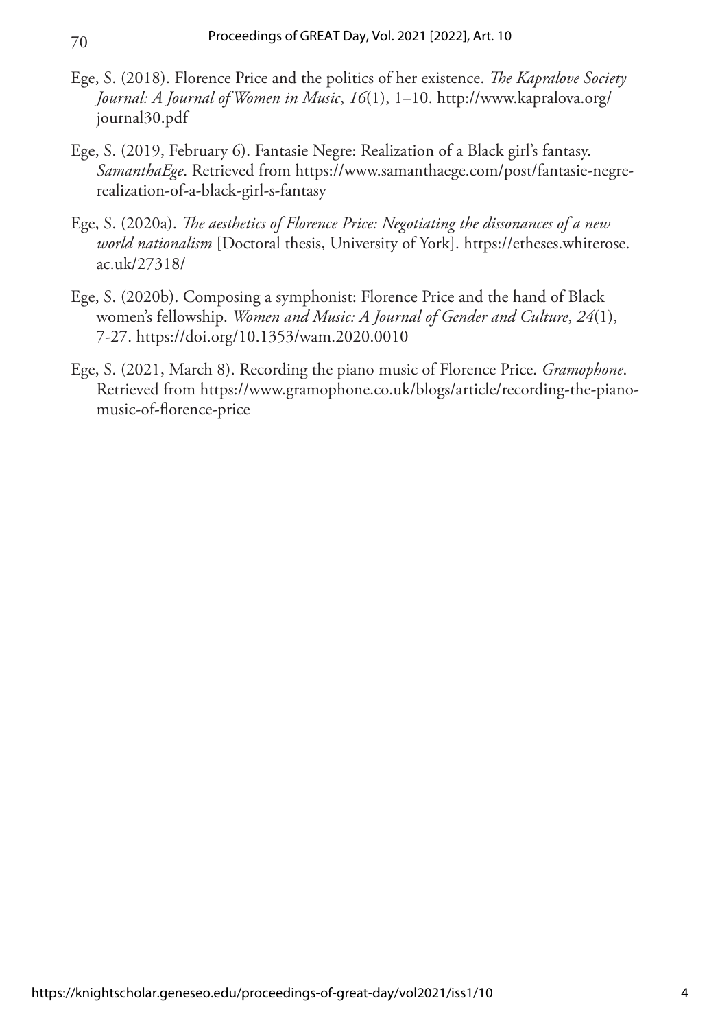Ege, S. (2018). Florence Price and the politics of her existence. *The Kapralove Society Journal: A Journal of Women in Music*, *16*(1), 1–10. http://www.kapralova.org/journal30.pdf

Ege, S. (2019, February 6). Fantasie Negre: Realization of a Black girl's fantasy. *SamanthaEge*. Retrieved from https://www.samanthaege.com/post/fantasie-negre-realization-of-a-black-girl-s-fantasy

Ege, S. (2020a). *The aesthetics of Florence Price: Negotiating the dissonances of a new world nationalism* [Doctoral thesis, University of York]. https://etheses.whiterose.ac.uk/27318/

Ege, S. (2020b). Composing a symphonist: Florence Price and the hand of Black women's fellowship. *Women and Music: A Journal of Gender and Culture*, *24*(1), 7-27. https://doi.org/10.1353/wam.2020.0010

Ege, S. (2021, March 8). Recording the piano music of Florence Price. *Gramophone*. Retrieved from https://www.gramophone.co.uk/blogs/article/recording-the-piano-music-of-florence-price